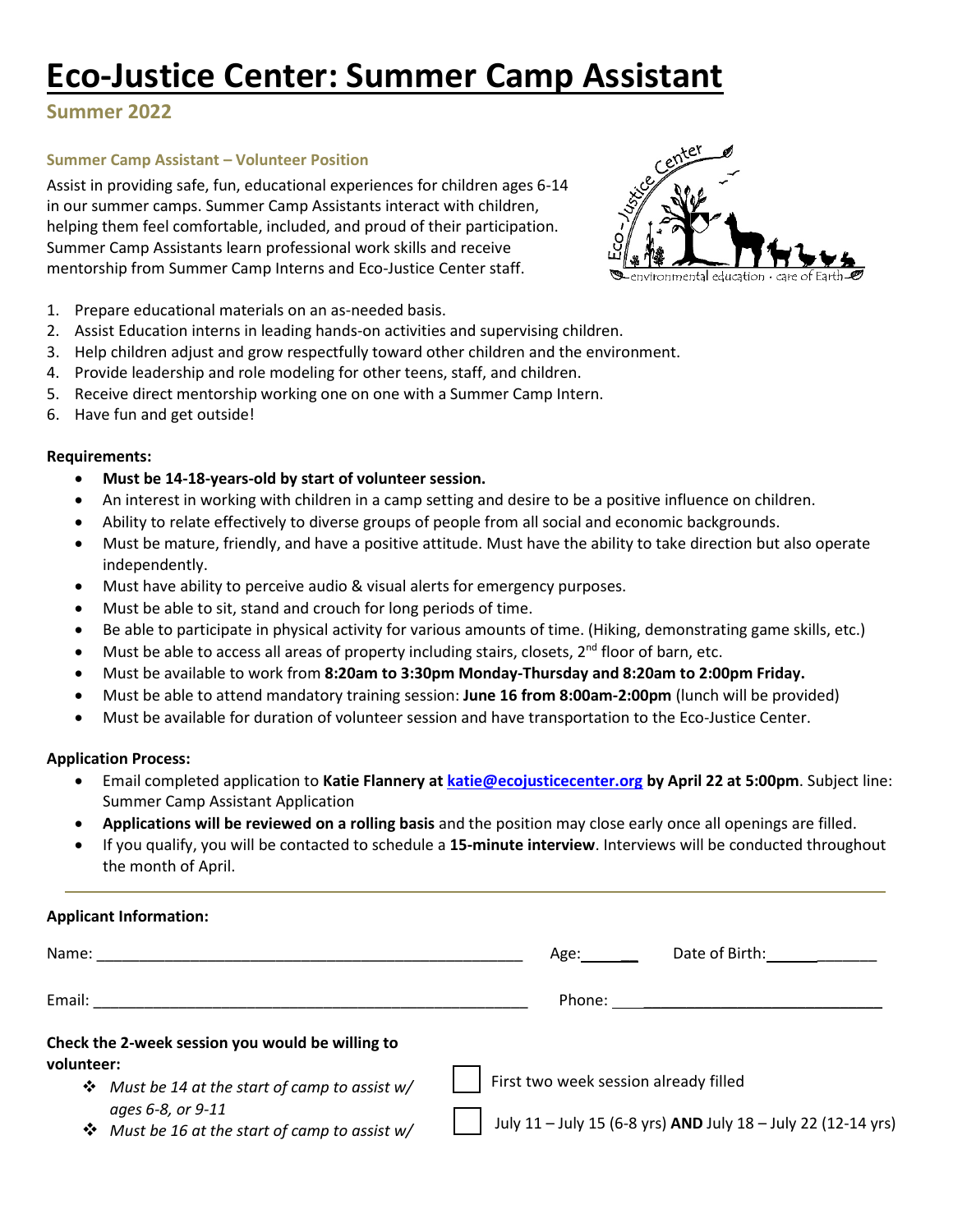# Eco-Justice Center: Summer Camp Assistant

## Summer 2022

### Summer Camp Assistant – Volunteer Position

Assist in providing safe, fun, educational experiences for children ages 6-14 in our summer camps. Summer Camp Assistants interact with children, helping them feel comfortable, included, and proud of their participation. Summer Camp Assistants learn professional work skills and receive mentorship from Summer Camp Interns and Eco-Justice Center staff.

1. Prepare educational materials on an as-needed basis.
2. Assist Education interns in leading hands-on activities and supervising children.
3. Help children adjust and grow respectfully toward other children and the environment.
4. Provide leadership and role modeling for other teens, staff, and children.
5. Receive direct mentorship working one on one with a Summer Camp Intern.
6. Have fun and get outside!

**Requirements:**

- **Must be 14-18-years-old by start of volunteer session.**
- An interest in working with children in a camp setting and desire to be a positive influence on children.
- Ability to relate effectively to diverse groups of people from all social and economic backgrounds.
- Must be mature, friendly, and have a positive attitude. Must have the ability to take direction but also operate independently.
- Must have ability to perceive audio & visual alerts for emergency purposes.
- Must be able to sit, stand and crouch for long periods of time.
- Be able to participate in physical activity for various amounts of time. (Hiking, demonstrating game skills, etc.)
- Must be able to access all areas of property including stairs, closets, 2nd floor of barn, etc.
- Must be available to work from **8:20am to 3:30pm Monday-Thursday and 8:20am to 2:00pm Friday.**
- Must be able to attend mandatory training session: **June 16 from 8:00am-2:00pm** (lunch will be provided)
- Must be available for duration of volunteer session and have transportation to the Eco-Justice Center.

**Application Process:**

- Email completed application to **Katie Flannery at [katie@ecojusticecenter.org](mailto:katie@ecojusticecenter.org) by April 22 at 5:00pm**. Subject line: Summer Camp Assistant Application
- **Applications will be reviewed on a rolling basis** and the position may close early once all openings are filled.
- If you qualify, you will be contacted to schedule a **15-minute interview**. Interviews will be conducted throughout the month of April.

---

**Applicant Information:**

Name: ______________________________ Age: ______ Date of Birth: ____________

Email: ______________________________ Phone: ______________________

**Check the 2-week session you would be willing to volunteer:**

- ❖ *Must be 14 at the start of camp to assist w/ ages 6-8, or 9-11*
- ❖ *Must be 16 at the start of camp to assist w/*

☐ First two week session already filled

☐ July 11 – July 15 (6-8 yrs) **AND** July 18 – July 22 (12-14 yrs)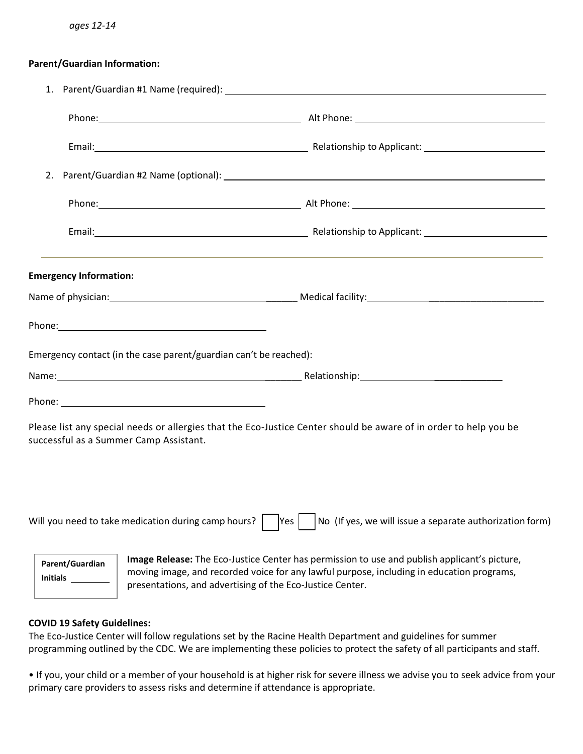*ages 12-14*

**Parent/Guardian Information:**

1. Parent/Guardian #1 Name (required): ______________________________

   Phone: ______________________ Alt Phone: ______________________

   Email: ______________________ Relationship to Applicant: ______________________

2. Parent/Guardian #2 Name (optional): ______________________________

   Phone: ______________________ Alt Phone: ______________________

   Email: ______________________ Relationship to Applicant: ______________________

---

**Emergency Information:**

Name of physician: ______________________ Medical facility: ______________________

Phone: ______________________

Emergency contact (in the case parent/guardian can't be reached):

Name: ______________________ Relationship: ______________________

Phone: ______________________

Please list any special needs or allergies that the Eco-Justice Center should be aware of in order to help you be successful as a Summer Camp Assistant.

Will you need to take medication during camp hours? ☐ Yes ☐ No (If yes, we will issue a separate authorization form)

**Parent/Guardian Initials** ________

**Image Release:** The Eco-Justice Center has permission to use and publish applicant's picture, moving image, and recorded voice for any lawful purpose, including in education programs, presentations, and advertising of the Eco-Justice Center.

**COVID 19 Safety Guidelines:**
The Eco-Justice Center will follow regulations set by the Racine Health Department and guidelines for summer programming outlined by the CDC. We are implementing these policies to protect the safety of all participants and staff.

• If you, your child or a member of your household is at higher risk for severe illness we advise you to seek advice from your primary care providers to assess risks and determine if attendance is appropriate.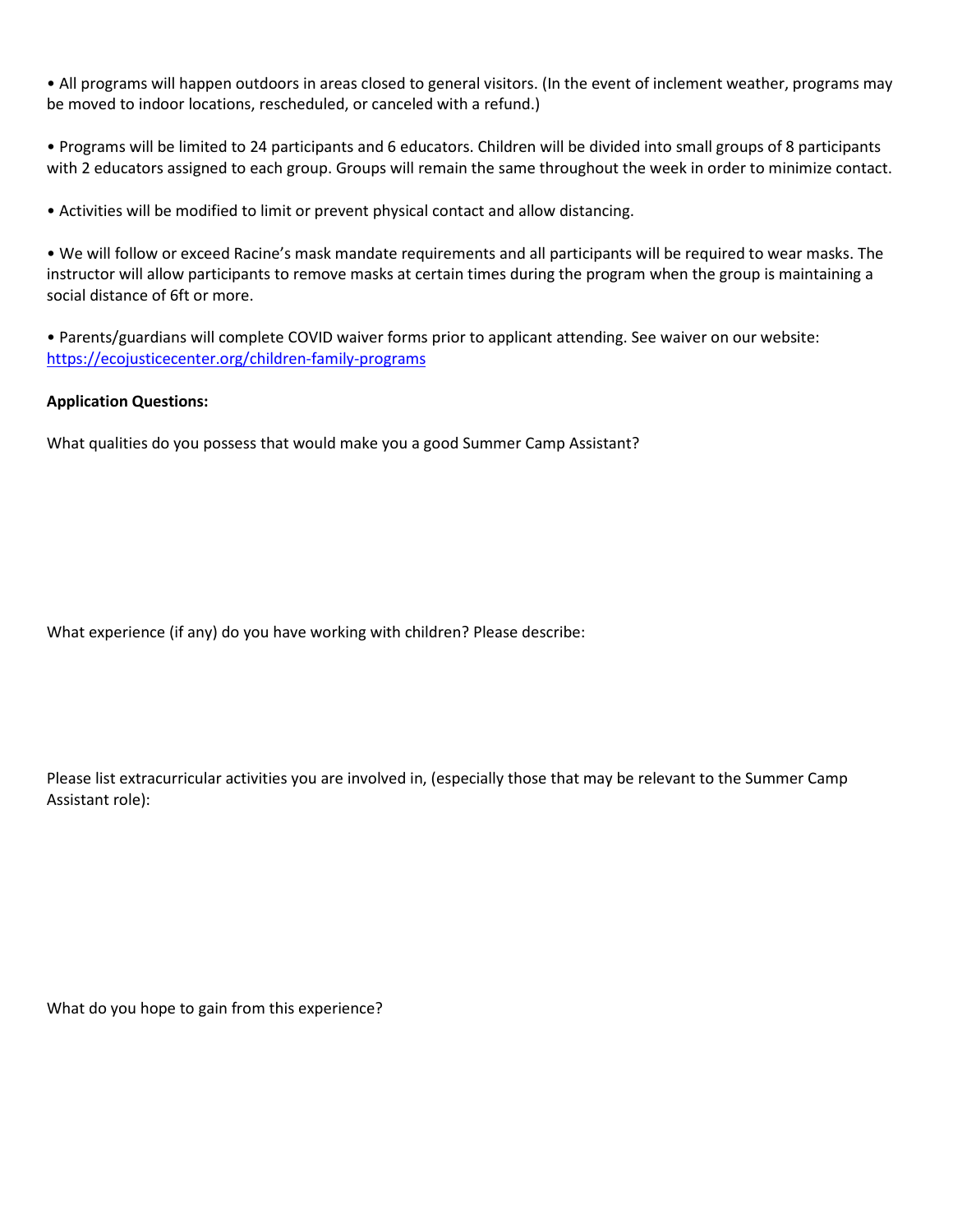- All programs will happen outdoors in areas closed to general visitors. (In the event of inclement weather, programs may be moved to indoor locations, rescheduled, or canceled with a refund.)

- Programs will be limited to 24 participants and 6 educators. Children will be divided into small groups of 8 participants with 2 educators assigned to each group. Groups will remain the same throughout the week in order to minimize contact.

- Activities will be modified to limit or prevent physical contact and allow distancing.

- We will follow or exceed Racine's mask mandate requirements and all participants will be required to wear masks. The instructor will allow participants to remove masks at certain times during the program when the group is maintaining a social distance of 6ft or more.

- Parents/guardians will complete COVID waiver forms prior to applicant attending. See waiver on our website: [https://ecojusticecenter.org/children-family-programs](https://ecojusticecenter.org/children-family-programs)

**Application Questions:**

What qualities do you possess that would make you a good Summer Camp Assistant?

What experience (if any) do you have working with children? Please describe:

Please list extracurricular activities you are involved in, (especially those that may be relevant to the Summer Camp Assistant role):

What do you hope to gain from this experience?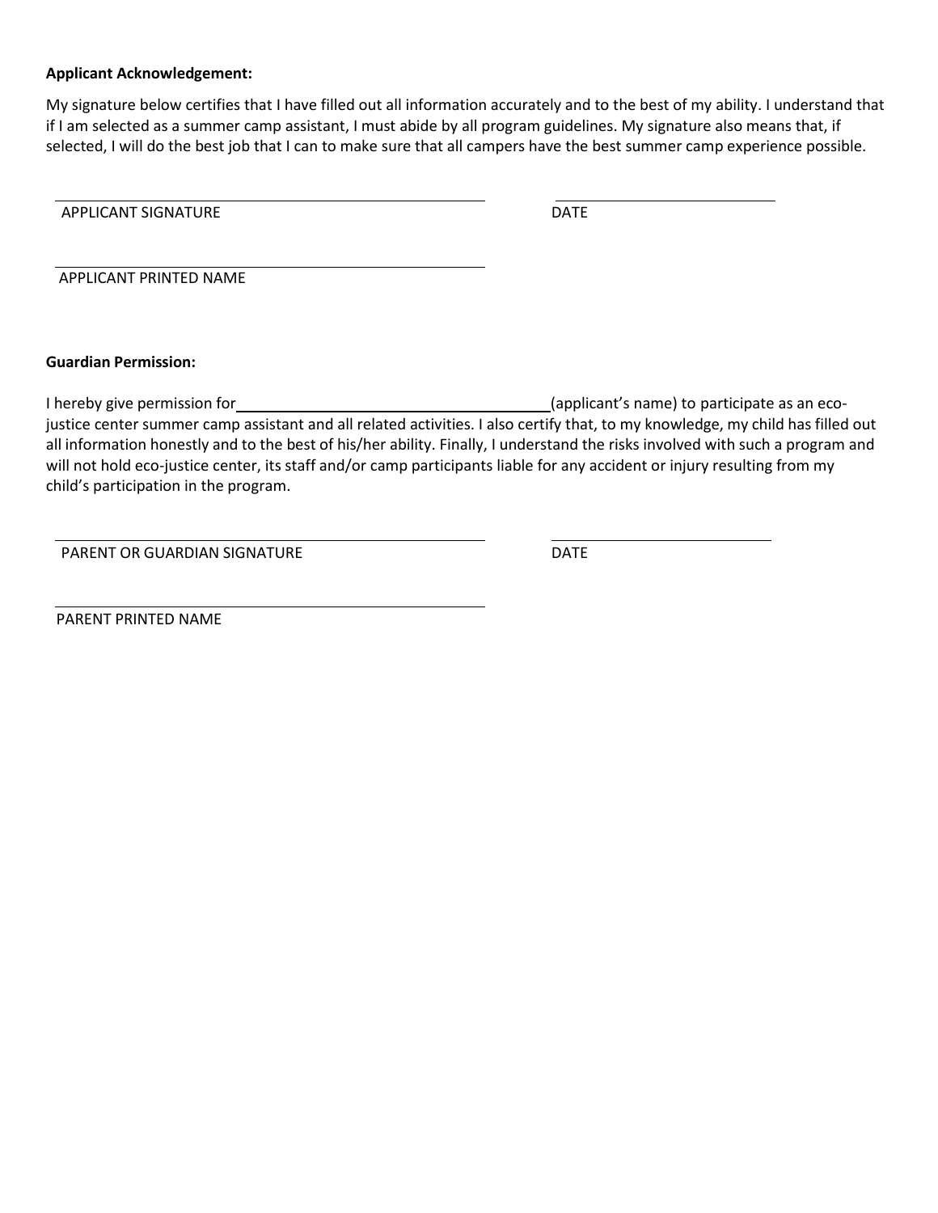**Applicant Acknowledgement:**

My signature below certifies that I have filled out all information accurately and to the best of my ability. I understand that if I am selected as a summer camp assistant, I must abide by all program guidelines. My signature also means that, if selected, I will do the best job that I can to make sure that all campers have the best summer camp experience possible.

______________________________________________ ______________________

APPLICANT SIGNATURE DATE

______________________________________________

APPLICANT PRINTED NAME

**Guardian Permission:**

I hereby give permission for ________________________________(applicant's name) to participate as an eco-justice center summer camp assistant and all related activities. I also certify that, to my knowledge, my child has filled out all information honestly and to the best of his/her ability. Finally, I understand the risks involved with such a program and will not hold eco-justice center, its staff and/or camp participants liable for any accident or injury resulting from my child's participation in the program.

______________________________________________ ______________________

PARENT OR GUARDIAN SIGNATURE DATE

______________________________________________

PARENT PRINTED NAME